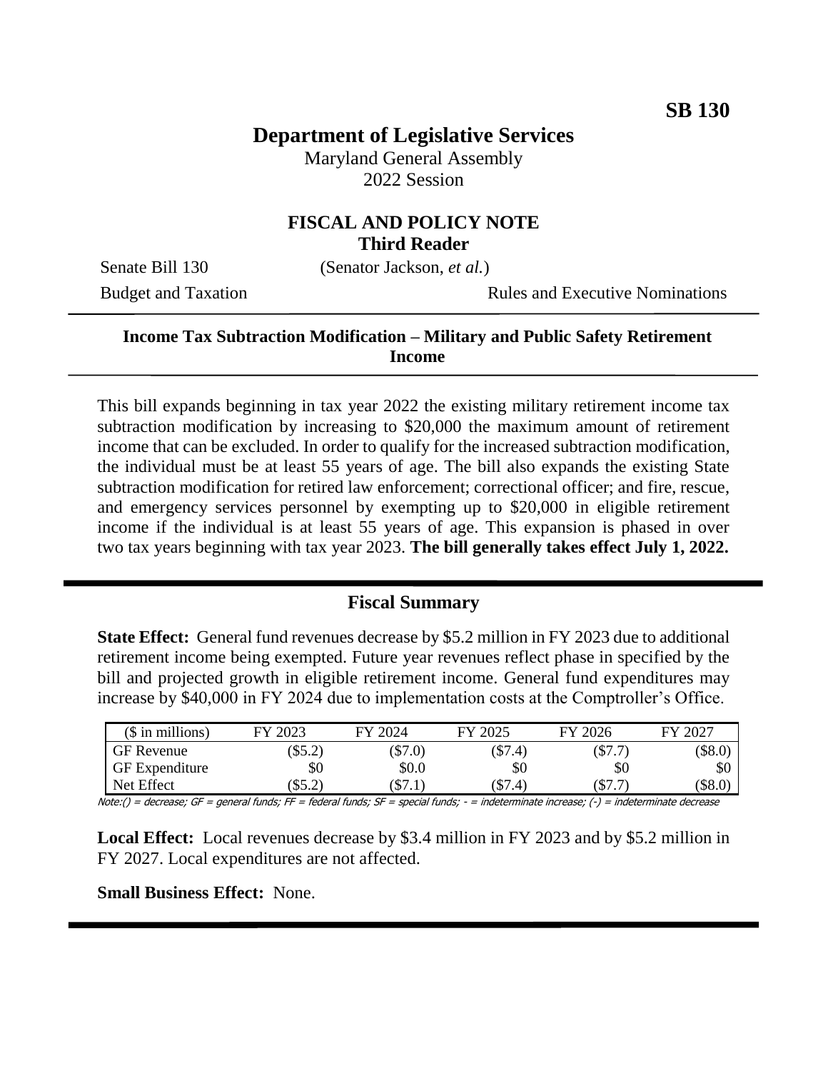**SB 130**

# Department of Legislative Services

Maryland General Assembly
2022 Session

## FISCAL AND POLICY NOTE
**Third Reader**

Senate Bill 130 (Senator Jackson, *et al.*)

Budget and Taxation Rules and Executive Nominations

---

**Income Tax Subtraction Modification – Military and Public Safety Retirement Income**

---

This bill expands beginning in tax year 2022 the existing military retirement income tax subtraction modification by increasing to $20,000 the maximum amount of retirement income that can be excluded. In order to qualify for the increased subtraction modification, the individual must be at least 55 years of age. The bill also expands the existing State subtraction modification for retired law enforcement; correctional officer; and fire, rescue, and emergency services personnel by exempting up to $20,000 in eligible retirement income if the individual is at least 55 years of age. This expansion is phased in over two tax years beginning with tax year 2023. **The bill generally takes effect July 1, 2022.**

---

## Fiscal Summary

**State Effect:** General fund revenues decrease by $5.2 million in FY 2023 due to additional retirement income being exempted. Future year revenues reflect phase in specified by the bill and projected growth in eligible retirement income. General fund expenditures may increase by $40,000 in FY 2024 due to implementation costs at the Comptroller's Office.

| ($ in millions) | FY 2023 | FY 2024 | FY 2025 | FY 2026 | FY 2027 |
|---|---|---|---|---|---|
| GF Revenue | ($5.2) | ($7.0) | ($7.4) | ($7.7) | ($8.0) |
| GF Expenditure | $0 | $0.0 | $0 | $0 | $0 |
| Net Effect | ($5.2) | ($7.1) | ($7.4) | ($7.7) | ($8.0) |

Note:() = decrease; GF = general funds; FF = federal funds; SF = special funds; - = indeterminate increase; (-) = indeterminate decrease

**Local Effect:** Local revenues decrease by $3.4 million in FY 2023 and by $5.2 million in FY 2027. Local expenditures are not affected.

**Small Business Effect:** None.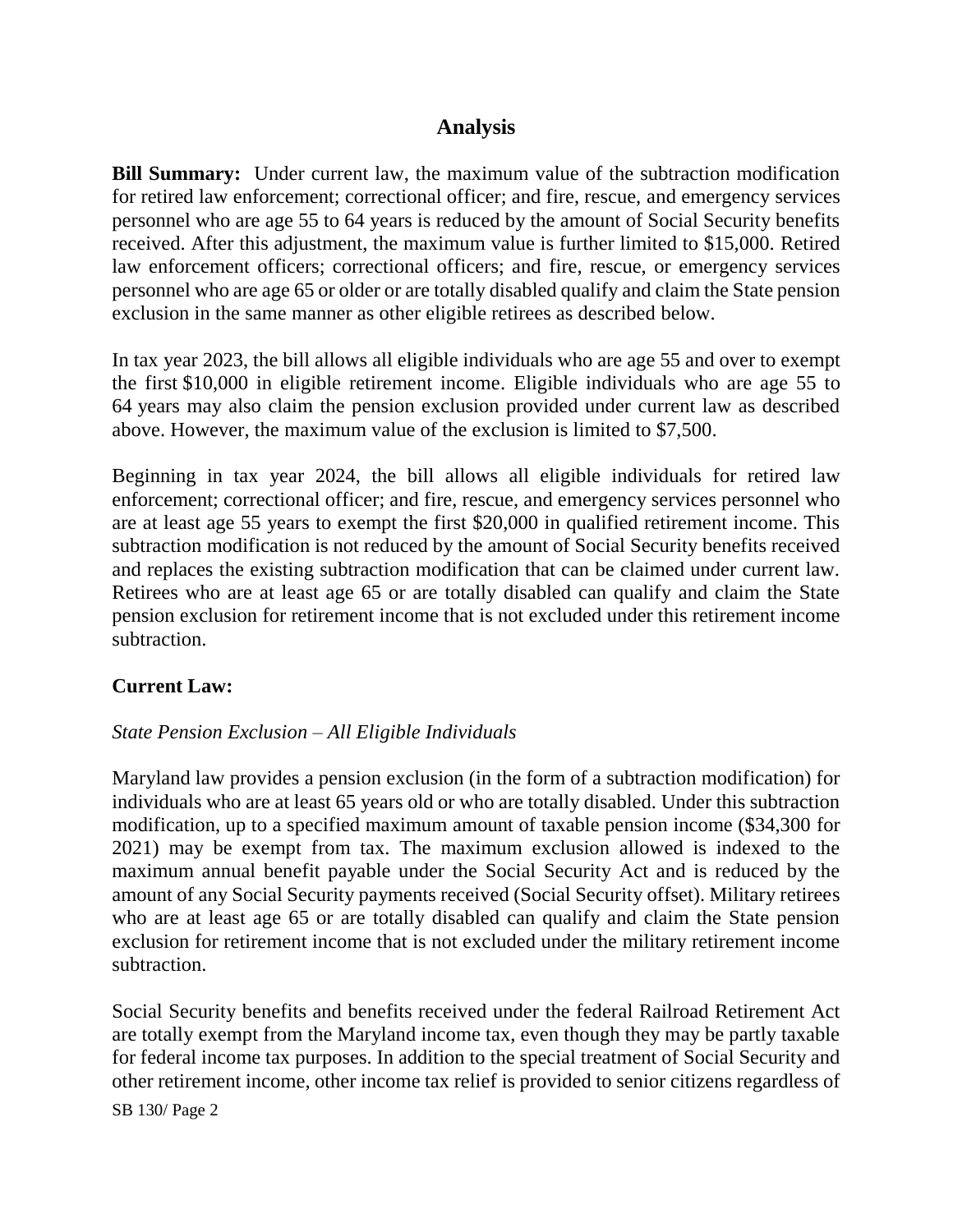## Analysis

**Bill Summary:** Under current law, the maximum value of the subtraction modification for retired law enforcement; correctional officer; and fire, rescue, and emergency services personnel who are age 55 to 64 years is reduced by the amount of Social Security benefits received. After this adjustment, the maximum value is further limited to $15,000. Retired law enforcement officers; correctional officers; and fire, rescue, or emergency services personnel who are age 65 or older or are totally disabled qualify and claim the State pension exclusion in the same manner as other eligible retirees as described below.

In tax year 2023, the bill allows all eligible individuals who are age 55 and over to exempt the first $10,000 in eligible retirement income. Eligible individuals who are age 55 to 64 years may also claim the pension exclusion provided under current law as described above. However, the maximum value of the exclusion is limited to $7,500.

Beginning in tax year 2024, the bill allows all eligible individuals for retired law enforcement; correctional officer; and fire, rescue, and emergency services personnel who are at least age 55 years to exempt the first $20,000 in qualified retirement income. This subtraction modification is not reduced by the amount of Social Security benefits received and replaces the existing subtraction modification that can be claimed under current law. Retirees who are at least age 65 or are totally disabled can qualify and claim the State pension exclusion for retirement income that is not excluded under this retirement income subtraction.

**Current Law:**

*State Pension Exclusion – All Eligible Individuals*

Maryland law provides a pension exclusion (in the form of a subtraction modification) for individuals who are at least 65 years old or who are totally disabled. Under this subtraction modification, up to a specified maximum amount of taxable pension income ($34,300 for 2021) may be exempt from tax. The maximum exclusion allowed is indexed to the maximum annual benefit payable under the Social Security Act and is reduced by the amount of any Social Security payments received (Social Security offset). Military retirees who are at least age 65 or are totally disabled can qualify and claim the State pension exclusion for retirement income that is not excluded under the military retirement income subtraction.

Social Security benefits and benefits received under the federal Railroad Retirement Act are totally exempt from the Maryland income tax, even though they may be partly taxable for federal income tax purposes. In addition to the special treatment of Social Security and other retirement income, other income tax relief is provided to senior citizens regardless of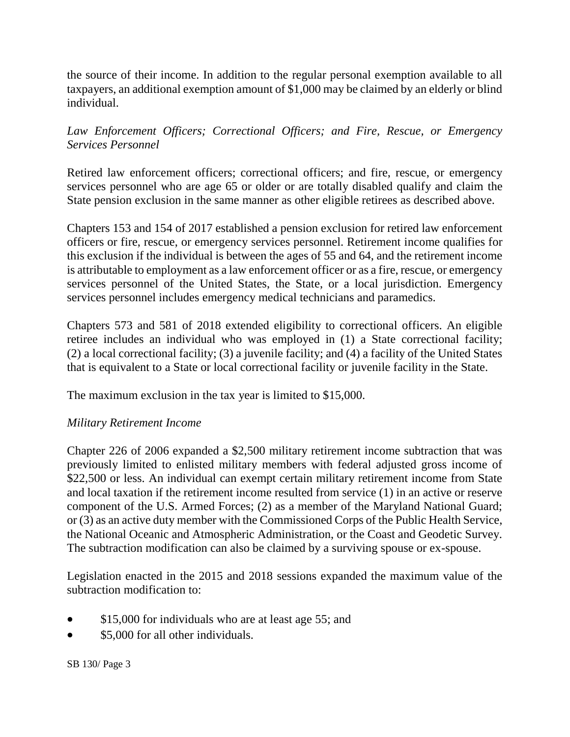the source of their income. In addition to the regular personal exemption available to all taxpayers, an additional exemption amount of $1,000 may be claimed by an elderly or blind individual.

*Law Enforcement Officers; Correctional Officers; and Fire, Rescue, or Emergency Services Personnel*

Retired law enforcement officers; correctional officers; and fire, rescue, or emergency services personnel who are age 65 or older or are totally disabled qualify and claim the State pension exclusion in the same manner as other eligible retirees as described above.

Chapters 153 and 154 of 2017 established a pension exclusion for retired law enforcement officers or fire, rescue, or emergency services personnel. Retirement income qualifies for this exclusion if the individual is between the ages of 55 and 64, and the retirement income is attributable to employment as a law enforcement officer or as a fire, rescue, or emergency services personnel of the United States, the State, or a local jurisdiction. Emergency services personnel includes emergency medical technicians and paramedics.

Chapters 573 and 581 of 2018 extended eligibility to correctional officers. An eligible retiree includes an individual who was employed in (1) a State correctional facility; (2) a local correctional facility; (3) a juvenile facility; and (4) a facility of the United States that is equivalent to a State or local correctional facility or juvenile facility in the State.

The maximum exclusion in the tax year is limited to $15,000.

*Military Retirement Income*

Chapter 226 of 2006 expanded a $2,500 military retirement income subtraction that was previously limited to enlisted military members with federal adjusted gross income of $22,500 or less. An individual can exempt certain military retirement income from State and local taxation if the retirement income resulted from service (1) in an active or reserve component of the U.S. Armed Forces; (2) as a member of the Maryland National Guard; or (3) as an active duty member with the Commissioned Corps of the Public Health Service, the National Oceanic and Atmospheric Administration, or the Coast and Geodetic Survey. The subtraction modification can also be claimed by a surviving spouse or ex-spouse.

Legislation enacted in the 2015 and 2018 sessions expanded the maximum value of the subtraction modification to:

- $15,000 for individuals who are at least age 55; and
- $5,000 for all other individuals.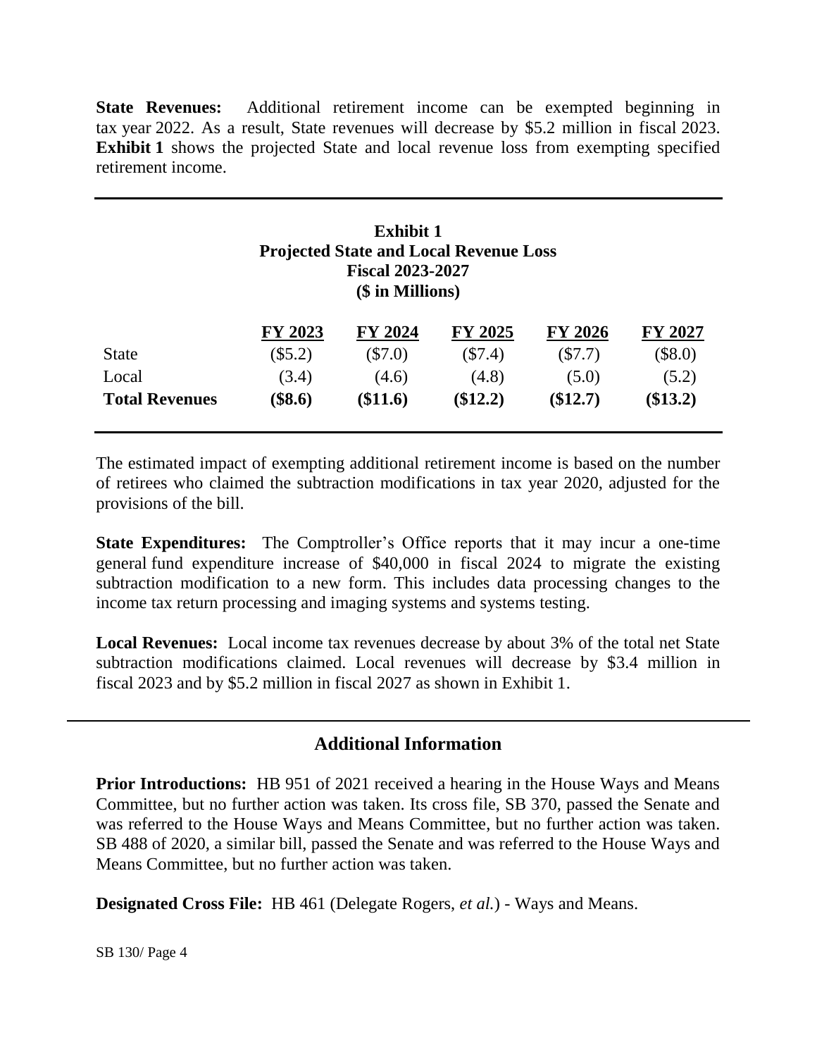**State Revenues:** Additional retirement income can be exempted beginning in tax year 2022. As a result, State revenues will decrease by $5.2 million in fiscal 2023. **Exhibit 1** shows the projected State and local revenue loss from exempting specified retirement income.

**Exhibit 1**
**Projected State and Local Revenue Loss**
**Fiscal 2023-2027**
**($ in Millions)**

| | FY 2023 | FY 2024 | FY 2025 | FY 2026 | FY 2027 |
|---|---|---|---|---|---|
| State | ($5.2) | ($7.0) | ($7.4) | ($7.7) | ($8.0) |
| Local | (3.4) | (4.6) | (4.8) | (5.0) | (5.2) |
| **Total Revenues** | **($8.6)** | **($11.6)** | **($12.2)** | **($12.7)** | **($13.2)** |

The estimated impact of exempting additional retirement income is based on the number of retirees who claimed the subtraction modifications in tax year 2020, adjusted for the provisions of the bill.

**State Expenditures:** The Comptroller's Office reports that it may incur a one-time general fund expenditure increase of $40,000 in fiscal 2024 to migrate the existing subtraction modification to a new form. This includes data processing changes to the income tax return processing and imaging systems and systems testing.

**Local Revenues:** Local income tax revenues decrease by about 3% of the total net State subtraction modifications claimed. Local revenues will decrease by $3.4 million in fiscal 2023 and by $5.2 million in fiscal 2027 as shown in Exhibit 1.

## Additional Information

**Prior Introductions:** HB 951 of 2021 received a hearing in the House Ways and Means Committee, but no further action was taken. Its cross file, SB 370, passed the Senate and was referred to the House Ways and Means Committee, but no further action was taken. SB 488 of 2020, a similar bill, passed the Senate and was referred to the House Ways and Means Committee, but no further action was taken.

**Designated Cross File:** HB 461 (Delegate Rogers, *et al.*) - Ways and Means.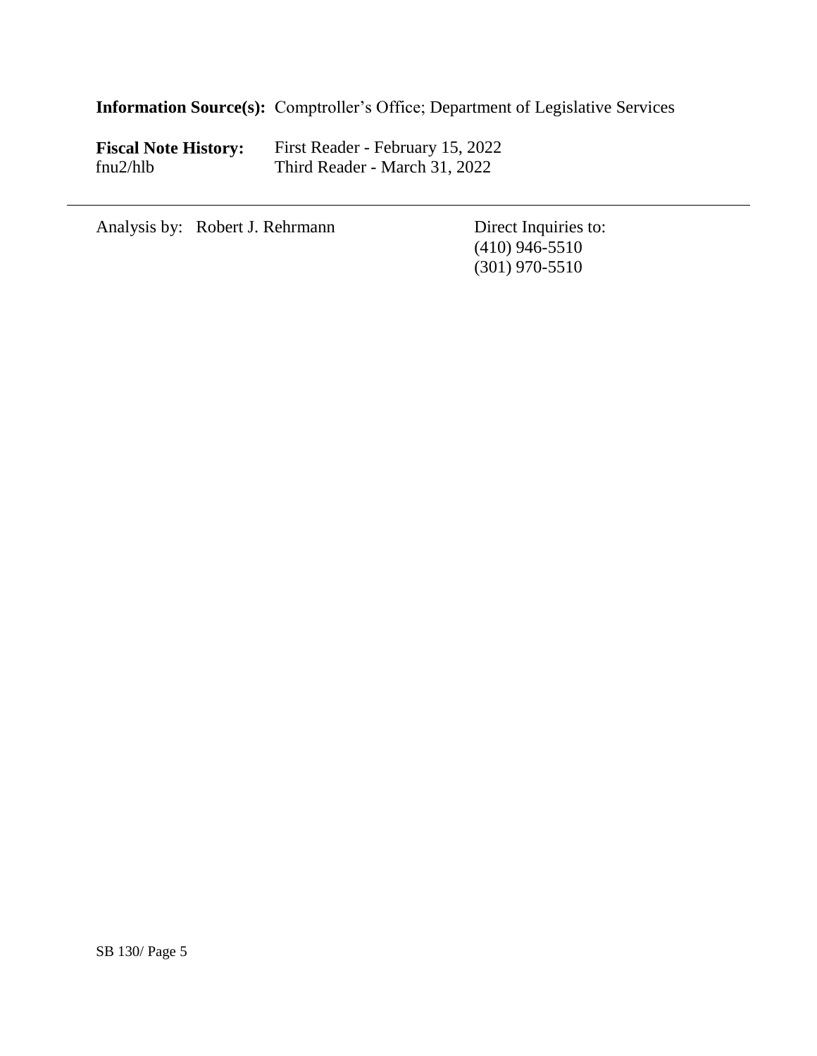**Information Source(s):** Comptroller's Office; Department of Legislative Services

**Fiscal Note History:** First Reader - February 15, 2022
fnu2/hlb Third Reader - March 31, 2022

---

Analysis by: Robert J. Rehrmann

Direct Inquiries to:
(410) 946-5510
(301) 970-5510